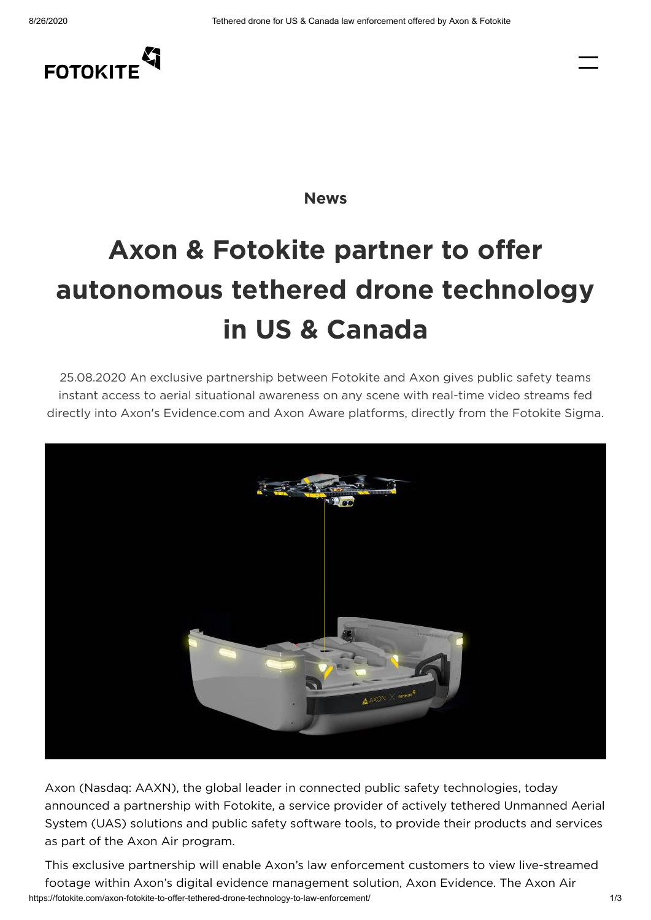News

# Axon & Fotokite partner to offer autonomous tethered drone technology in US & Canada

25.08.2020 An exclusive partnership between Fotokite and Axon gives public safety teams instant access to aerial situational awareness on any scene with real-time video streams fed directly into Axon's Evidence.com and Axon Aware platforms, directly from the Fotokite Sigma.

Axon (Nasdaq: AAXN), the global leader in connected public safety technologies, today announced a partnership with Fotokite, a service provider of actively tethered Unmanned Aerial System (UAS) solutions and public safety software tools, to provide their products and services as part of the Axon Air program.

This exclusive partnership will enable Axon's law enforcement customers to view live-streamed footage within Axon's digital evidence management solution, Axon Evidence. The Axon Air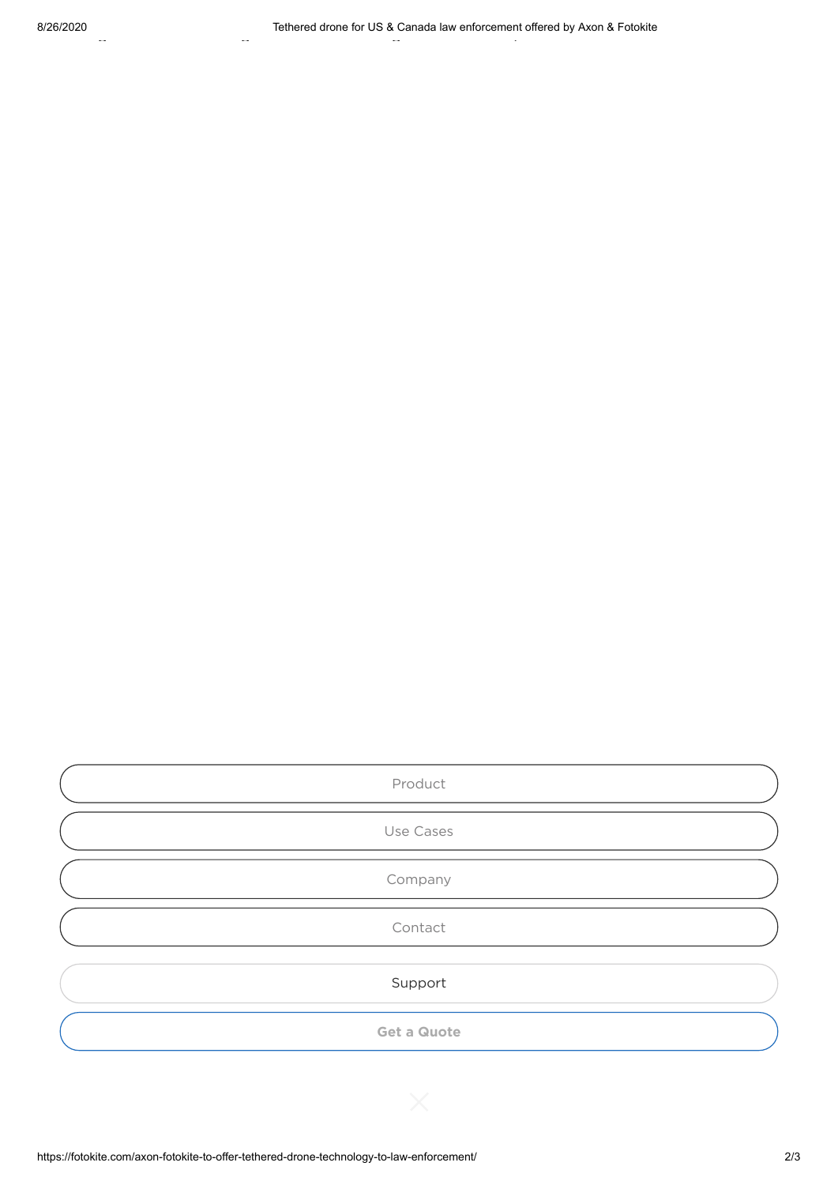Product

Use Cases

Company

Contact

Support

Get a Quote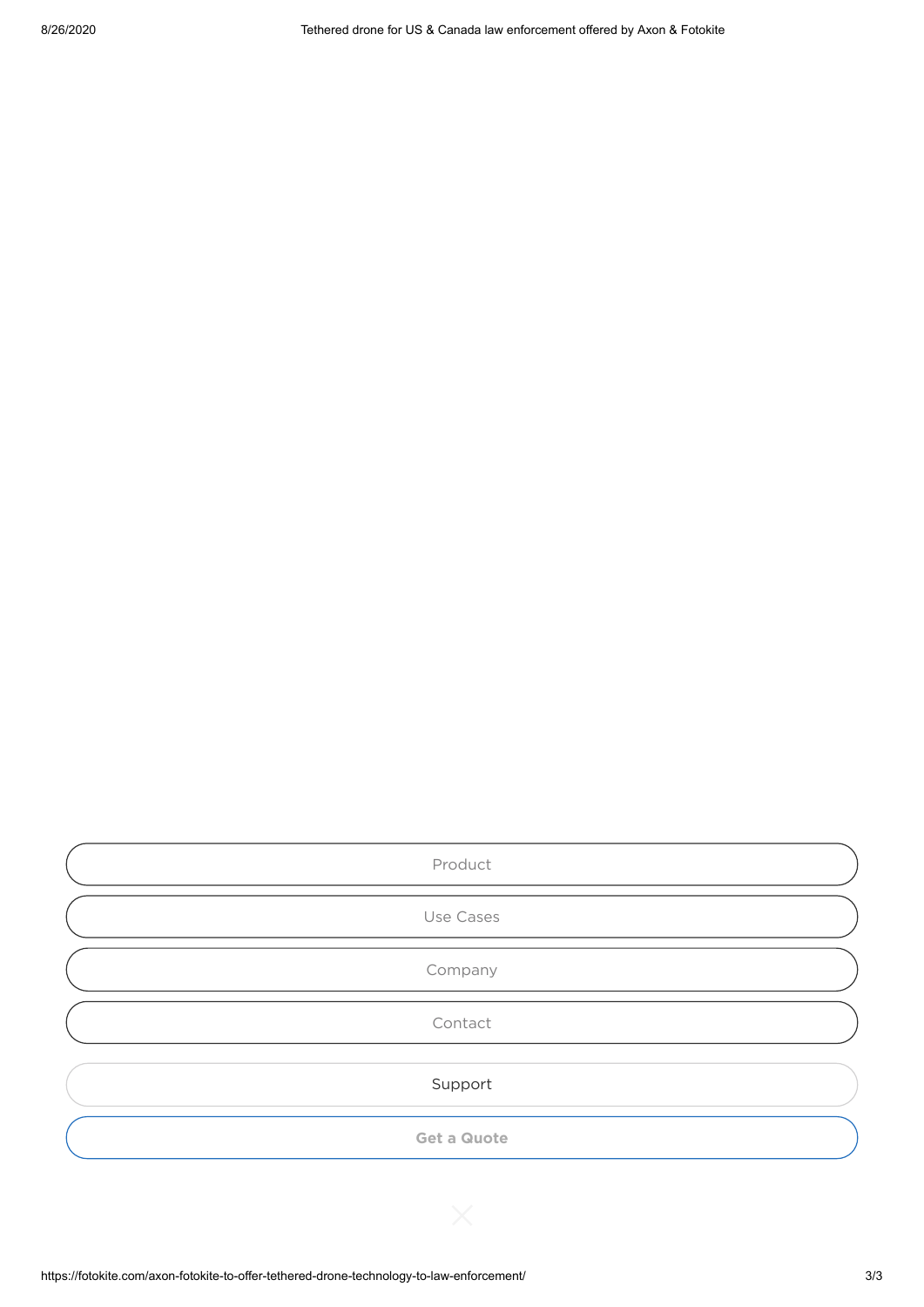Product

Use Cases

Company

Contact

Support

Get a Quote